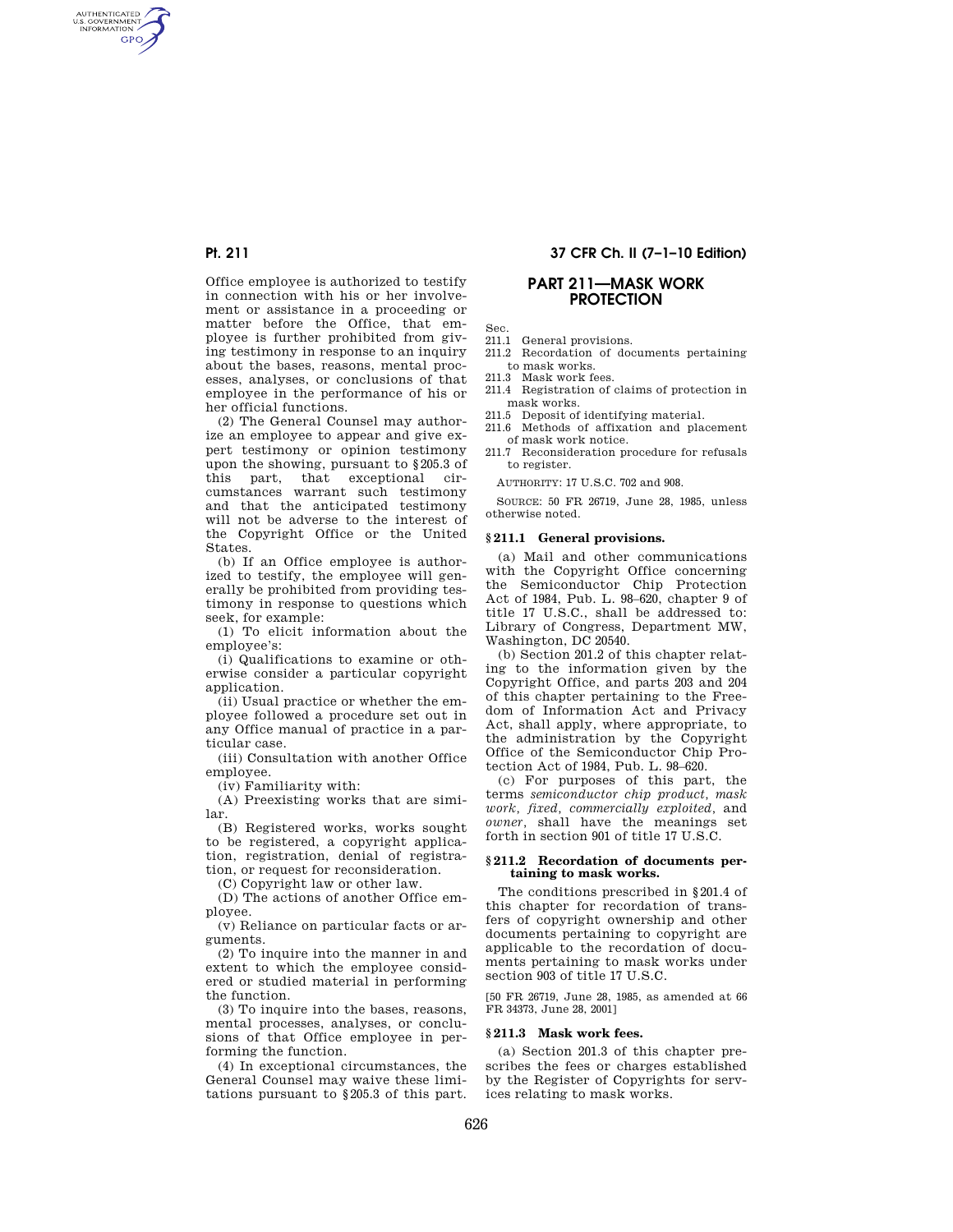Office employee is authorized to testify in connection with his or her involvement or assistance in a proceeding or matter before the Office, that employee is further prohibited from giving testimony in response to an inquiry about the bases, reasons, mental processes, analyses, or conclusions of that employee in the performance of his or her official functions.

(2) The General Counsel may authorize an employee to appear and give expert testimony or opinion testimony upon the showing, pursuant to §205.3 of this part, that exceptional circumstances warrant such testimony and that the anticipated testimony will not be adverse to the interest of the Copyright Office or the United States.

(b) If an Office employee is authorized to testify, the employee will generally be prohibited from providing testimony in response to questions which seek, for example:

(1) To elicit information about the employee's:

(i) Qualifications to examine or otherwise consider a particular copyright application.

(ii) Usual practice or whether the employee followed a procedure set out in any Office manual of practice in a particular case.

(iii) Consultation with another Office employee.

(iv) Familiarity with:

(A) Preexisting works that are similar.

(B) Registered works, works sought to be registered, a copyright application, registration, denial of registration, or request for reconsideration.

(C) Copyright law or other law.

(D) The actions of another Office employee.

(v) Reliance on particular facts or arguments.

(2) To inquire into the manner in and extent to which the employee considered or studied material in performing the function.

(3) To inquire into the bases, reasons, mental processes, analyses, or conclusions of that Office employee in performing the function.

(4) In exceptional circumstances, the General Counsel may waive these limitations pursuant to §205.3 of this part.

# PART 211—MASK WORK PROTECTION

Sec.
211.1 General provisions.
211.2 Recordation of documents pertaining to mask works.
211.3 Mask work fees.
211.4 Registration of claims of protection in mask works.
211.5 Deposit of identifying material.
211.6 Methods of affixation and placement of mask work notice.
211.7 Reconsideration procedure for refusals to register.

AUTHORITY: 17 U.S.C. 702 and 908.

SOURCE: 50 FR 26719, June 28, 1985, unless otherwise noted.

## §211.1 General provisions.

(a) Mail and other communications with the Copyright Office concerning the Semiconductor Chip Protection Act of 1984, Pub. L. 98–620, chapter 9 of title 17 U.S.C., shall be addressed to: Library of Congress, Department MW, Washington, DC 20540.

(b) Section 201.2 of this chapter relating to the information given by the Copyright Office, and parts 203 and 204 of this chapter pertaining to the Freedom of Information Act and Privacy Act, shall apply, where appropriate, to the administration by the Copyright Office of the Semiconductor Chip Protection Act of 1984, Pub. L. 98–620.

(c) For purposes of this part, the terms *semiconductor chip product, mask work, fixed, commercially exploited,* and *owner,* shall have the meanings set forth in section 901 of title 17 U.S.C.

## §211.2 Recordation of documents pertaining to mask works.

The conditions prescribed in §201.4 of this chapter for recordation of transfers of copyright ownership and other documents pertaining to copyright are applicable to the recordation of documents pertaining to mask works under section 903 of title 17 U.S.C.

[50 FR 26719, June 28, 1985, as amended at 66 FR 34373, June 28, 2001]

## §211.3 Mask work fees.

(a) Section 201.3 of this chapter prescribes the fees or charges established by the Register of Copyrights for services relating to mask works.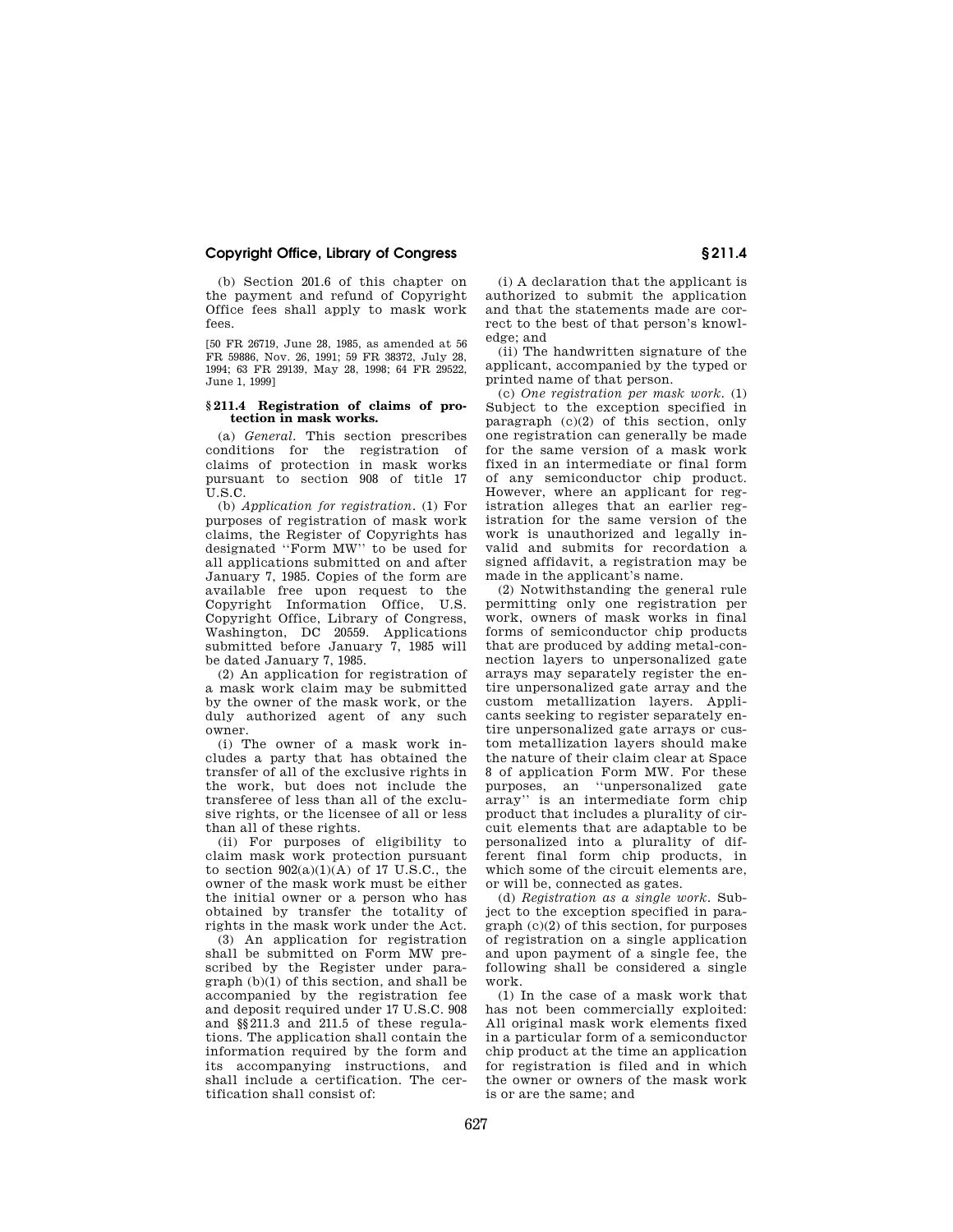(b) Section 201.6 of this chapter on the payment and refund of Copyright Office fees shall apply to mask work fees.

[50 FR 26719, June 28, 1985, as amended at 56 FR 59886, Nov. 26, 1991; 59 FR 38372, July 28, 1994; 63 FR 29139, May 28, 1998; 64 FR 29522, June 1, 1999]

### § 211.4 Registration of claims of protection in mask works.

(a) *General.* This section prescribes conditions for the registration of claims of protection in mask works pursuant to section 908 of title 17 U.S.C.

(b) *Application for registration.* (1) For purposes of registration of mask work claims, the Register of Copyrights has designated ''Form MW'' to be used for all applications submitted on and after January 7, 1985. Copies of the form are available free upon request to the Copyright Information Office, U.S. Copyright Office, Library of Congress, Washington, DC 20559. Applications submitted before January 7, 1985 will be dated January 7, 1985.

(2) An application for registration of a mask work claim may be submitted by the owner of the mask work, or the duly authorized agent of any such owner.

(i) The owner of a mask work includes a party that has obtained the transfer of all of the exclusive rights in the work, but does not include the transferee of less than all of the exclusive rights, or the licensee of all or less than all of these rights.

(ii) For purposes of eligibility to claim mask work protection pursuant to section 902(a)(1)(A) of 17 U.S.C., the owner of the mask work must be either the initial owner or a person who has obtained by transfer the totality of rights in the mask work under the Act.

(3) An application for registration shall be submitted on Form MW prescribed by the Register under paragraph (b)(1) of this section, and shall be accompanied by the registration fee and deposit required under 17 U.S.C. 908 and §§ 211.3 and 211.5 of these regulations. The application shall contain the information required by the form and its accompanying instructions, and shall include a certification. The certification shall consist of:

(i) A declaration that the applicant is authorized to submit the application and that the statements made are correct to the best of that person's knowledge; and

(ii) The handwritten signature of the applicant, accompanied by the typed or printed name of that person.

(c) *One registration per mask work.* (1) Subject to the exception specified in paragraph (c)(2) of this section, only one registration can generally be made for the same version of a mask work fixed in an intermediate or final form of any semiconductor chip product. However, where an applicant for registration alleges that an earlier registration for the same version of the work is unauthorized and legally invalid and submits for recordation a signed affidavit, a registration may be made in the applicant's name.

(2) Notwithstanding the general rule permitting only one registration per work, owners of mask works in final forms of semiconductor chip products that are produced by adding metal-connection layers to unpersonalized gate arrays may separately register the entire unpersonalized gate array and the custom metallization layers. Applicants seeking to register separately entire unpersonalized gate arrays or custom metallization layers should make the nature of their claim clear at Space 8 of application Form MW. For these purposes, an ''unpersonalized gate array'' is an intermediate form chip product that includes a plurality of circuit elements that are adaptable to be personalized into a plurality of different final form chip products, in which some of the circuit elements are, or will be, connected as gates.

(d) *Registration as a single work.* Subject to the exception specified in paragraph (c)(2) of this section, for purposes of registration on a single application and upon payment of a single fee, the following shall be considered a single work.

(1) In the case of a mask work that has not been commercially exploited: All original mask work elements fixed in a particular form of a semiconductor chip product at the time an application for registration is filed and in which the owner or owners of the mask work is or are the same; and